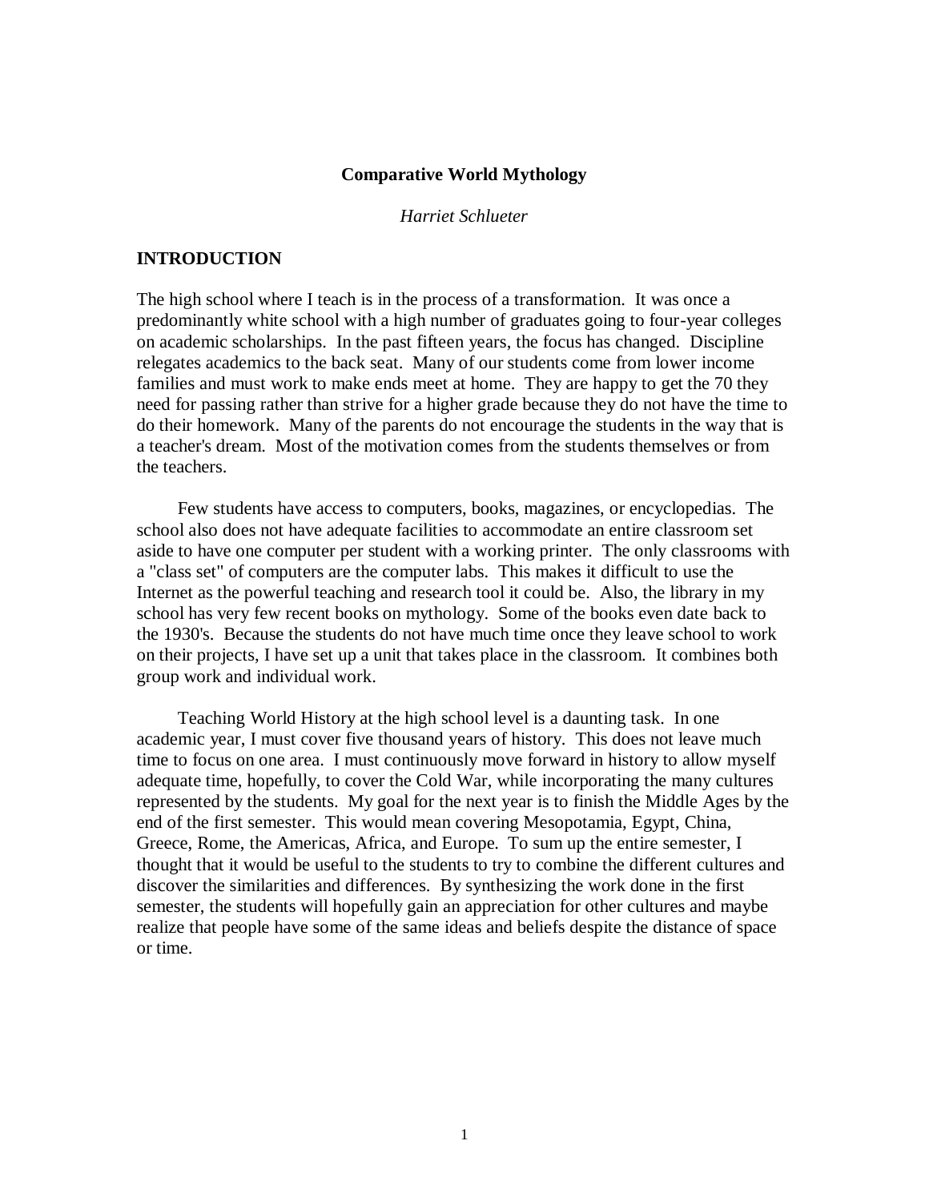# Comparative World Mythology

*Harriet Schlueter*

## INTRODUCTION

The high school where I teach is in the process of a transformation. It was once a predominantly white school with a high number of graduates going to four-year colleges on academic scholarships. In the past fifteen years, the focus has changed. Discipline relegates academics to the back seat. Many of our students come from lower income families and must work to make ends meet at home. They are happy to get the 70 they need for passing rather than strive for a higher grade because they do not have the time to do their homework. Many of the parents do not encourage the students in the way that is a teacher's dream. Most of the motivation comes from the students themselves or from the teachers.

Few students have access to computers, books, magazines, or encyclopedias. The school also does not have adequate facilities to accommodate an entire classroom set aside to have one computer per student with a working printer. The only classrooms with a "class set" of computers are the computer labs. This makes it difficult to use the Internet as the powerful teaching and research tool it could be. Also, the library in my school has very few recent books on mythology. Some of the books even date back to the 1930's. Because the students do not have much time once they leave school to work on their projects, I have set up a unit that takes place in the classroom. It combines both group work and individual work.

Teaching World History at the high school level is a daunting task. In one academic year, I must cover five thousand years of history. This does not leave much time to focus on one area. I must continuously move forward in history to allow myself adequate time, hopefully, to cover the Cold War, while incorporating the many cultures represented by the students. My goal for the next year is to finish the Middle Ages by the end of the first semester. This would mean covering Mesopotamia, Egypt, China, Greece, Rome, the Americas, Africa, and Europe. To sum up the entire semester, I thought that it would be useful to the students to try to combine the different cultures and discover the similarities and differences. By synthesizing the work done in the first semester, the students will hopefully gain an appreciation for other cultures and maybe realize that people have some of the same ideas and beliefs despite the distance of space or time.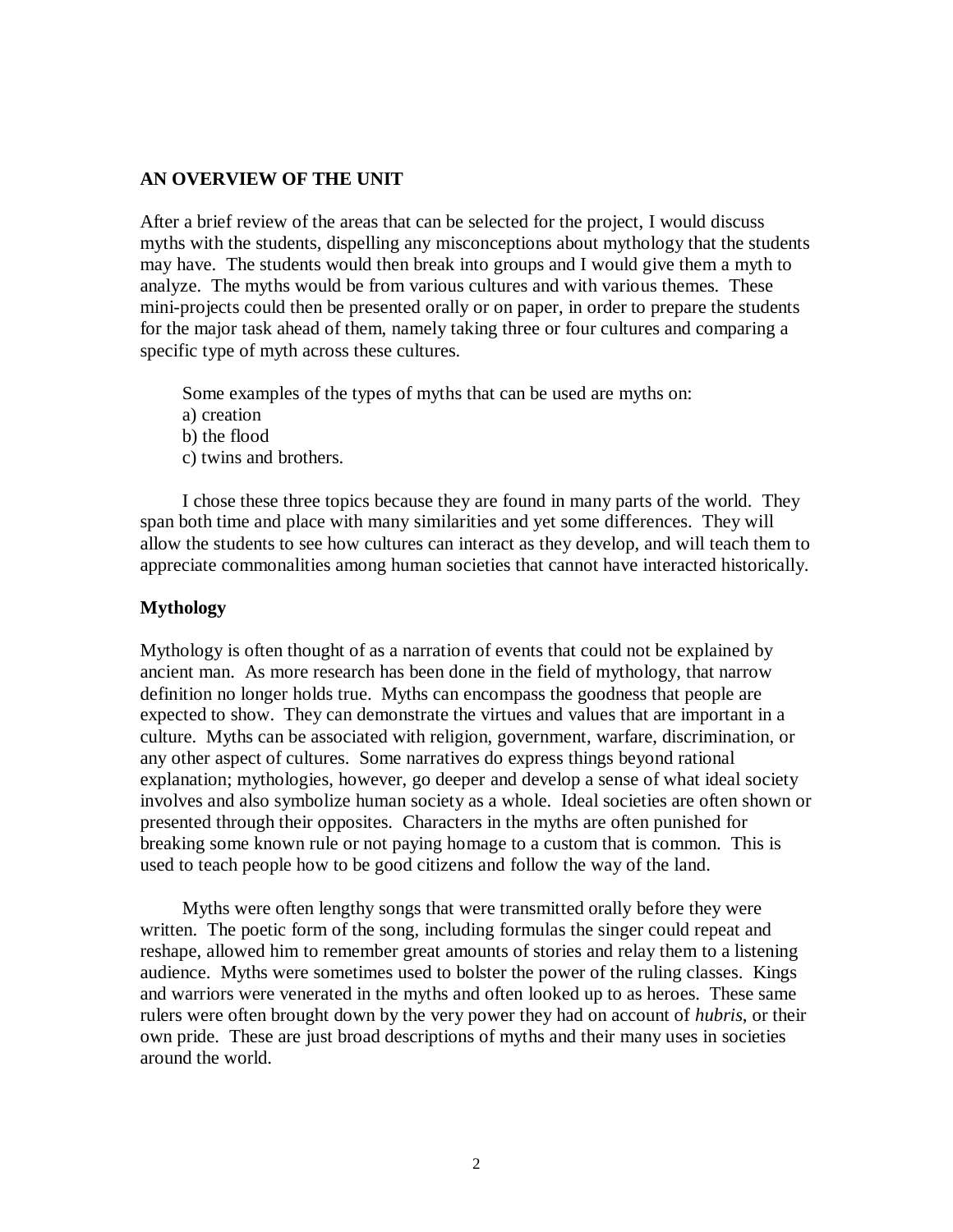## AN OVERVIEW OF THE UNIT

After a brief review of the areas that can be selected for the project, I would discuss myths with the students, dispelling any misconceptions about mythology that the students may have. The students would then break into groups and I would give them a myth to analyze. The myths would be from various cultures and with various themes. These mini-projects could then be presented orally or on paper, in order to prepare the students for the major task ahead of them, namely taking three or four cultures and comparing a specific type of myth across these cultures.

Some examples of the types of myths that can be used are myths on:

a) creation
b) the flood
c) twins and brothers.

I chose these three topics because they are found in many parts of the world. They span both time and place with many similarities and yet some differences. They will allow the students to see how cultures can interact as they develop, and will teach them to appreciate commonalities among human societies that cannot have interacted historically.

### Mythology

Mythology is often thought of as a narration of events that could not be explained by ancient man. As more research has been done in the field of mythology, that narrow definition no longer holds true. Myths can encompass the goodness that people are expected to show. They can demonstrate the virtues and values that are important in a culture. Myths can be associated with religion, government, warfare, discrimination, or any other aspect of cultures. Some narratives do express things beyond rational explanation; mythologies, however, go deeper and develop a sense of what ideal society involves and also symbolize human society as a whole. Ideal societies are often shown or presented through their opposites. Characters in the myths are often punished for breaking some known rule or not paying homage to a custom that is common. This is used to teach people how to be good citizens and follow the way of the land.

Myths were often lengthy songs that were transmitted orally before they were written. The poetic form of the song, including formulas the singer could repeat and reshape, allowed him to remember great amounts of stories and relay them to a listening audience. Myths were sometimes used to bolster the power of the ruling classes. Kings and warriors were venerated in the myths and often looked up to as heroes. These same rulers were often brought down by the very power they had on account of *hubris*, or their own pride. These are just broad descriptions of myths and their many uses in societies around the world.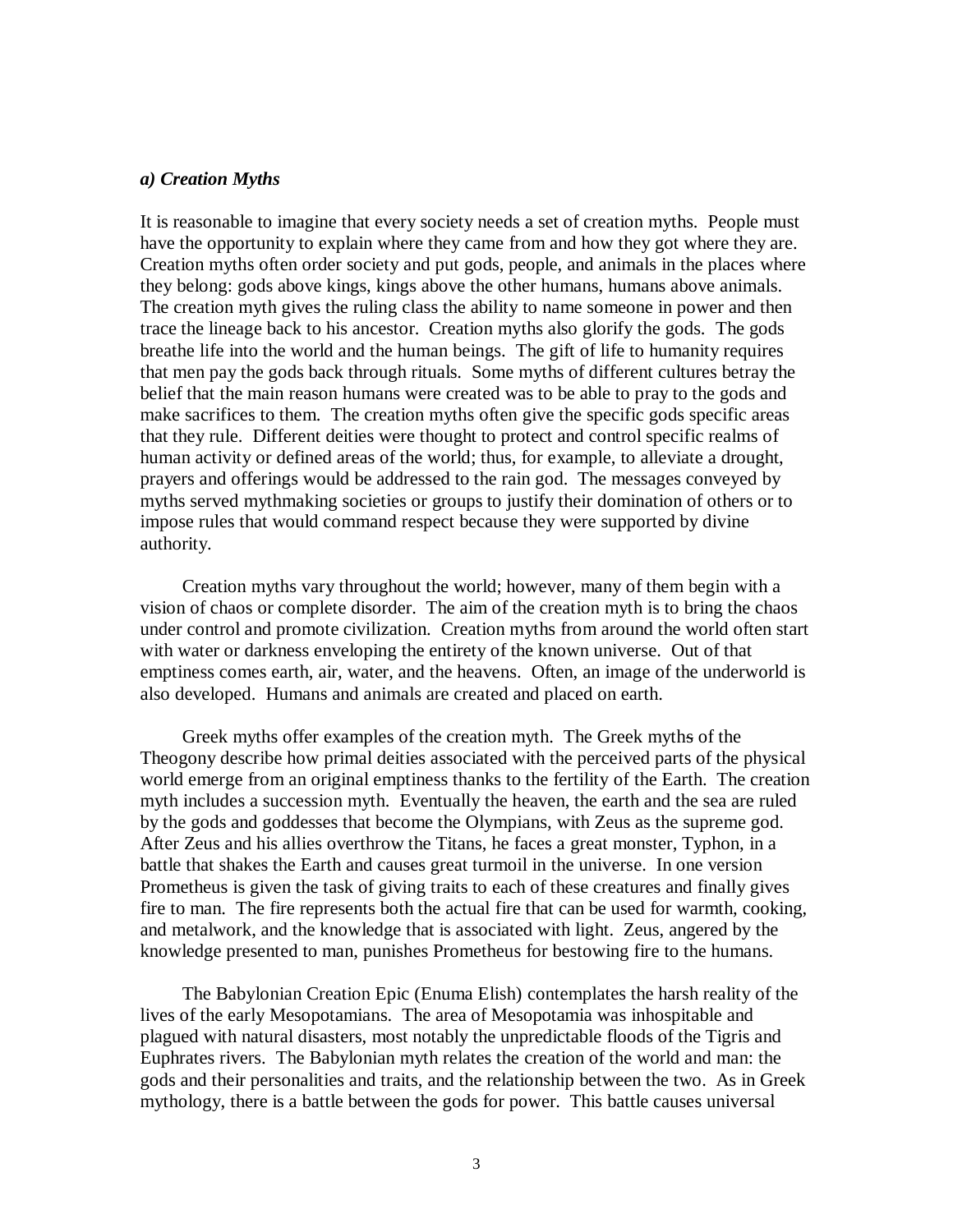### *a) Creation Myths*

It is reasonable to imagine that every society needs a set of creation myths. People must have the opportunity to explain where they came from and how they got where they are. Creation myths often order society and put gods, people, and animals in the places where they belong: gods above kings, kings above the other humans, humans above animals. The creation myth gives the ruling class the ability to name someone in power and then trace the lineage back to his ancestor. Creation myths also glorify the gods. The gods breathe life into the world and the human beings. The gift of life to humanity requires that men pay the gods back through rituals. Some myths of different cultures betray the belief that the main reason humans were created was to be able to pray to the gods and make sacrifices to them. The creation myths often give the specific gods specific areas that they rule. Different deities were thought to protect and control specific realms of human activity or defined areas of the world; thus, for example, to alleviate a drought, prayers and offerings would be addressed to the rain god. The messages conveyed by myths served mythmaking societies or groups to justify their domination of others or to impose rules that would command respect because they were supported by divine authority.

Creation myths vary throughout the world; however, many of them begin with a vision of chaos or complete disorder. The aim of the creation myth is to bring the chaos under control and promote civilization. Creation myths from around the world often start with water or darkness enveloping the entirety of the known universe. Out of that emptiness comes earth, air, water, and the heavens. Often, an image of the underworld is also developed. Humans and animals are created and placed on earth.

Greek myths offer examples of the creation myth. The Greek myths of the Theogony describe how primal deities associated with the perceived parts of the physical world emerge from an original emptiness thanks to the fertility of the Earth. The creation myth includes a succession myth. Eventually the heaven, the earth and the sea are ruled by the gods and goddesses that become the Olympians, with Zeus as the supreme god. After Zeus and his allies overthrow the Titans, he faces a great monster, Typhon, in a battle that shakes the Earth and causes great turmoil in the universe. In one version Prometheus is given the task of giving traits to each of these creatures and finally gives fire to man. The fire represents both the actual fire that can be used for warmth, cooking, and metalwork, and the knowledge that is associated with light. Zeus, angered by the knowledge presented to man, punishes Prometheus for bestowing fire to the humans.

The Babylonian Creation Epic (Enuma Elish) contemplates the harsh reality of the lives of the early Mesopotamians. The area of Mesopotamia was inhospitable and plagued with natural disasters, most notably the unpredictable floods of the Tigris and Euphrates rivers. The Babylonian myth relates the creation of the world and man: the gods and their personalities and traits, and the relationship between the two. As in Greek mythology, there is a battle between the gods for power. This battle causes universal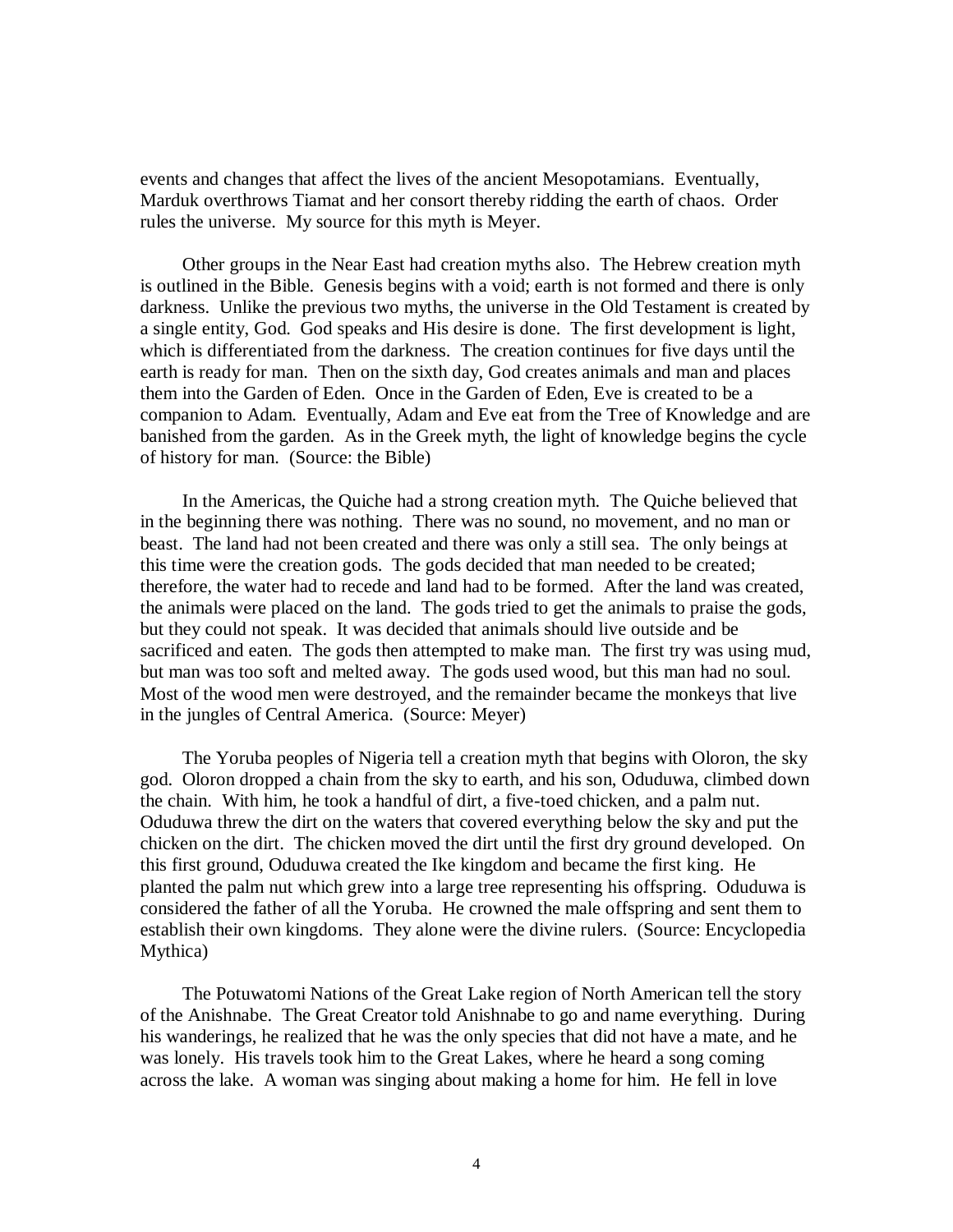events and changes that affect the lives of the ancient Mesopotamians. Eventually, Marduk overthrows Tiamat and her consort thereby ridding the earth of chaos. Order rules the universe. My source for this myth is Meyer.

Other groups in the Near East had creation myths also. The Hebrew creation myth is outlined in the Bible. Genesis begins with a void; earth is not formed and there is only darkness. Unlike the previous two myths, the universe in the Old Testament is created by a single entity, God. God speaks and His desire is done. The first development is light, which is differentiated from the darkness. The creation continues for five days until the earth is ready for man. Then on the sixth day, God creates animals and man and places them into the Garden of Eden. Once in the Garden of Eden, Eve is created to be a companion to Adam. Eventually, Adam and Eve eat from the Tree of Knowledge and are banished from the garden. As in the Greek myth, the light of knowledge begins the cycle of history for man. (Source: the Bible)

In the Americas, the Quiche had a strong creation myth. The Quiche believed that in the beginning there was nothing. There was no sound, no movement, and no man or beast. The land had not been created and there was only a still sea. The only beings at this time were the creation gods. The gods decided that man needed to be created; therefore, the water had to recede and land had to be formed. After the land was created, the animals were placed on the land. The gods tried to get the animals to praise the gods, but they could not speak. It was decided that animals should live outside and be sacrificed and eaten. The gods then attempted to make man. The first try was using mud, but man was too soft and melted away. The gods used wood, but this man had no soul. Most of the wood men were destroyed, and the remainder became the monkeys that live in the jungles of Central America. (Source: Meyer)

The Yoruba peoples of Nigeria tell a creation myth that begins with Oloron, the sky god. Oloron dropped a chain from the sky to earth, and his son, Oduduwa, climbed down the chain. With him, he took a handful of dirt, a five-toed chicken, and a palm nut. Oduduwa threw the dirt on the waters that covered everything below the sky and put the chicken on the dirt. The chicken moved the dirt until the first dry ground developed. On this first ground, Oduduwa created the Ike kingdom and became the first king. He planted the palm nut which grew into a large tree representing his offspring. Oduduwa is considered the father of all the Yoruba. He crowned the male offspring and sent them to establish their own kingdoms. They alone were the divine rulers. (Source: Encyclopedia Mythica)

The Potuwatomi Nations of the Great Lake region of North American tell the story of the Anishnabe. The Great Creator told Anishnabe to go and name everything. During his wanderings, he realized that he was the only species that did not have a mate, and he was lonely. His travels took him to the Great Lakes, where he heard a song coming across the lake. A woman was singing about making a home for him. He fell in love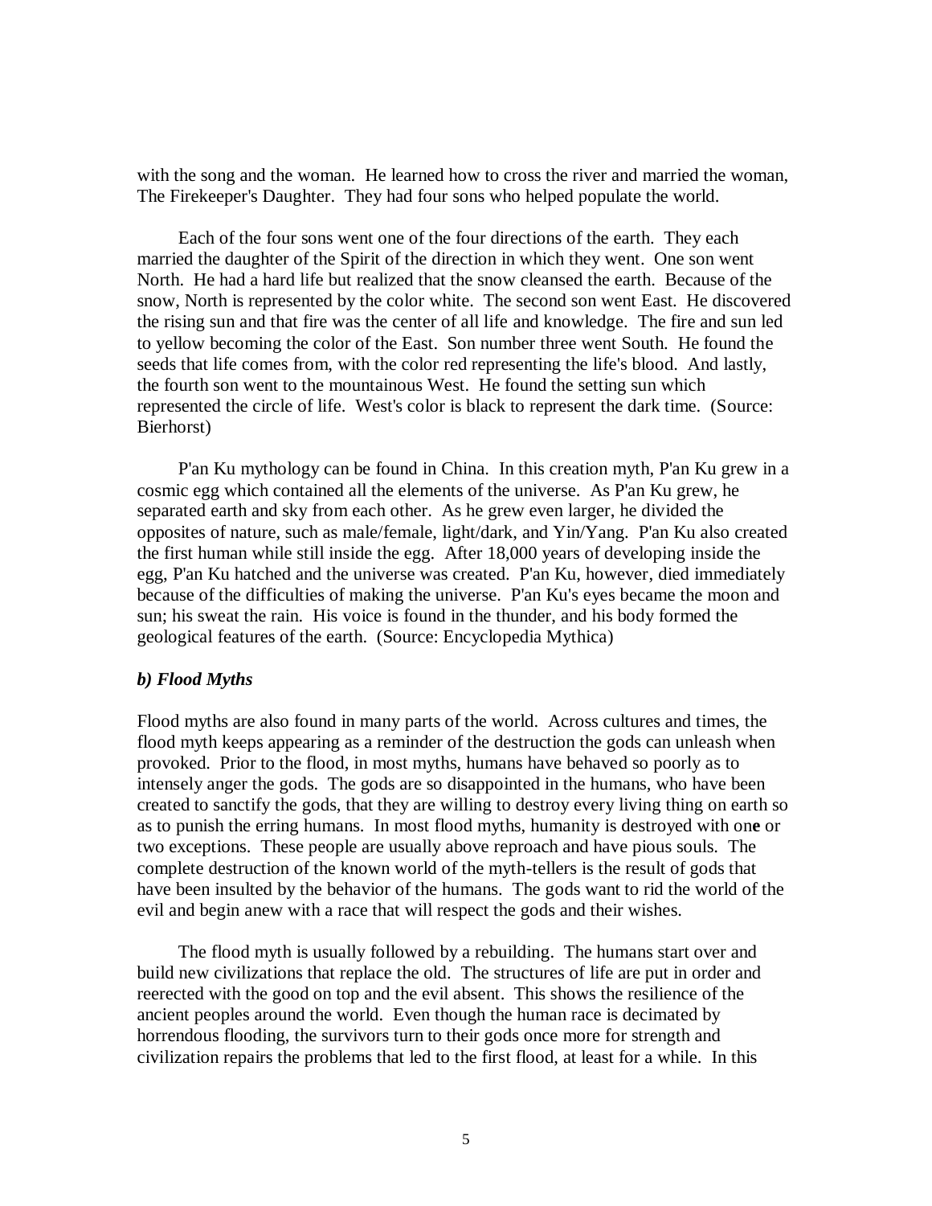with the song and the woman. He learned how to cross the river and married the woman, The Firekeeper's Daughter. They had four sons who helped populate the world.

Each of the four sons went one of the four directions of the earth. They each married the daughter of the Spirit of the direction in which they went. One son went North. He had a hard life but realized that the snow cleansed the earth. Because of the snow, North is represented by the color white. The second son went East. He discovered the rising sun and that fire was the center of all life and knowledge. The fire and sun led to yellow becoming the color of the East. Son number three went South. He found the seeds that life comes from, with the color red representing the life's blood. And lastly, the fourth son went to the mountainous West. He found the setting sun which represented the circle of life. West's color is black to represent the dark time. (Source: Bierhorst)

P'an Ku mythology can be found in China. In this creation myth, P'an Ku grew in a cosmic egg which contained all the elements of the universe. As P'an Ku grew, he separated earth and sky from each other. As he grew even larger, he divided the opposites of nature, such as male/female, light/dark, and Yin/Yang. P'an Ku also created the first human while still inside the egg. After 18,000 years of developing inside the egg, P'an Ku hatched and the universe was created. P'an Ku, however, died immediately because of the difficulties of making the universe. P'an Ku's eyes became the moon and sun; his sweat the rain. His voice is found in the thunder, and his body formed the geological features of the earth. (Source: Encyclopedia Mythica)

### *b) Flood Myths*

Flood myths are also found in many parts of the world. Across cultures and times, the flood myth keeps appearing as a reminder of the destruction the gods can unleash when provoked. Prior to the flood, in most myths, humans have behaved so poorly as to intensely anger the gods. The gods are so disappointed in the humans, who have been created to sanctify the gods, that they are willing to destroy every living thing on earth so as to punish the erring humans. In most flood myths, humanity is destroyed with one or two exceptions. These people are usually above reproach and have pious souls. The complete destruction of the known world of the myth-tellers is the result of gods that have been insulted by the behavior of the humans. The gods want to rid the world of the evil and begin anew with a race that will respect the gods and their wishes.

The flood myth is usually followed by a rebuilding. The humans start over and build new civilizations that replace the old. The structures of life are put in order and reerected with the good on top and the evil absent. This shows the resilience of the ancient peoples around the world. Even though the human race is decimated by horrendous flooding, the survivors turn to their gods once more for strength and civilization repairs the problems that led to the first flood, at least for a while. In this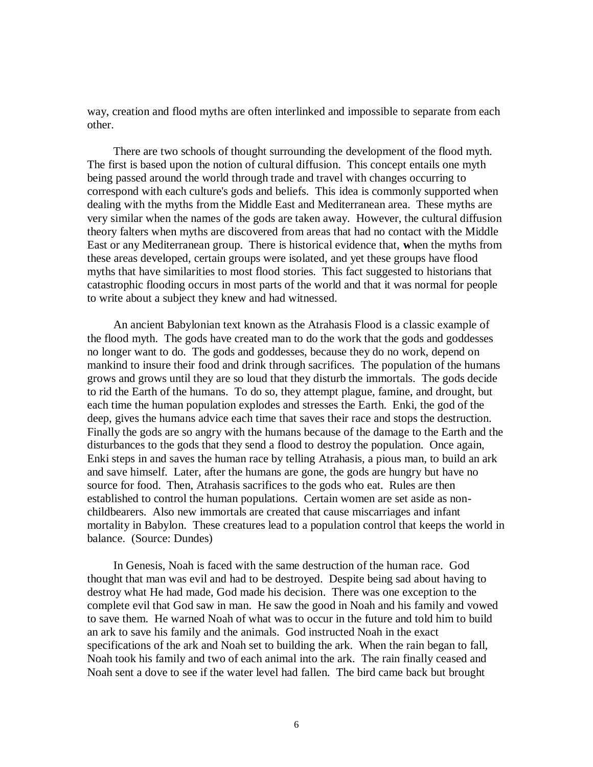way, creation and flood myths are often interlinked and impossible to separate from each other.

There are two schools of thought surrounding the development of the flood myth. The first is based upon the notion of cultural diffusion. This concept entails one myth being passed around the world through trade and travel with changes occurring to correspond with each culture's gods and beliefs. This idea is commonly supported when dealing with the myths from the Middle East and Mediterranean area. These myths are very similar when the names of the gods are taken away. However, the cultural diffusion theory falters when myths are discovered from areas that had no contact with the Middle East or any Mediterranean group. There is historical evidence that, **w**hen the myths from these areas developed, certain groups were isolated, and yet these groups have flood myths that have similarities to most flood stories. This fact suggested to historians that catastrophic flooding occurs in most parts of the world and that it was normal for people to write about a subject they knew and had witnessed.

An ancient Babylonian text known as the Atrahasis Flood is a classic example of the flood myth. The gods have created man to do the work that the gods and goddesses no longer want to do. The gods and goddesses, because they do no work, depend on mankind to insure their food and drink through sacrifices. The population of the humans grows and grows until they are so loud that they disturb the immortals. The gods decide to rid the Earth of the humans. To do so, they attempt plague, famine, and drought, but each time the human population explodes and stresses the Earth. Enki, the god of the deep, gives the humans advice each time that saves their race and stops the destruction. Finally the gods are so angry with the humans because of the damage to the Earth and the disturbances to the gods that they send a flood to destroy the population. Once again, Enki steps in and saves the human race by telling Atrahasis, a pious man, to build an ark and save himself. Later, after the humans are gone, the gods are hungry but have no source for food. Then, Atrahasis sacrifices to the gods who eat. Rules are then established to control the human populations. Certain women are set aside as non-childbearers. Also new immortals are created that cause miscarriages and infant mortality in Babylon. These creatures lead to a population control that keeps the world in balance. (Source: Dundes)

In Genesis, Noah is faced with the same destruction of the human race. God thought that man was evil and had to be destroyed. Despite being sad about having to destroy what He had made, God made his decision. There was one exception to the complete evil that God saw in man. He saw the good in Noah and his family and vowed to save them. He warned Noah of what was to occur in the future and told him to build an ark to save his family and the animals. God instructed Noah in the exact specifications of the ark and Noah set to building the ark. When the rain began to fall, Noah took his family and two of each animal into the ark. The rain finally ceased and Noah sent a dove to see if the water level had fallen. The bird came back but brought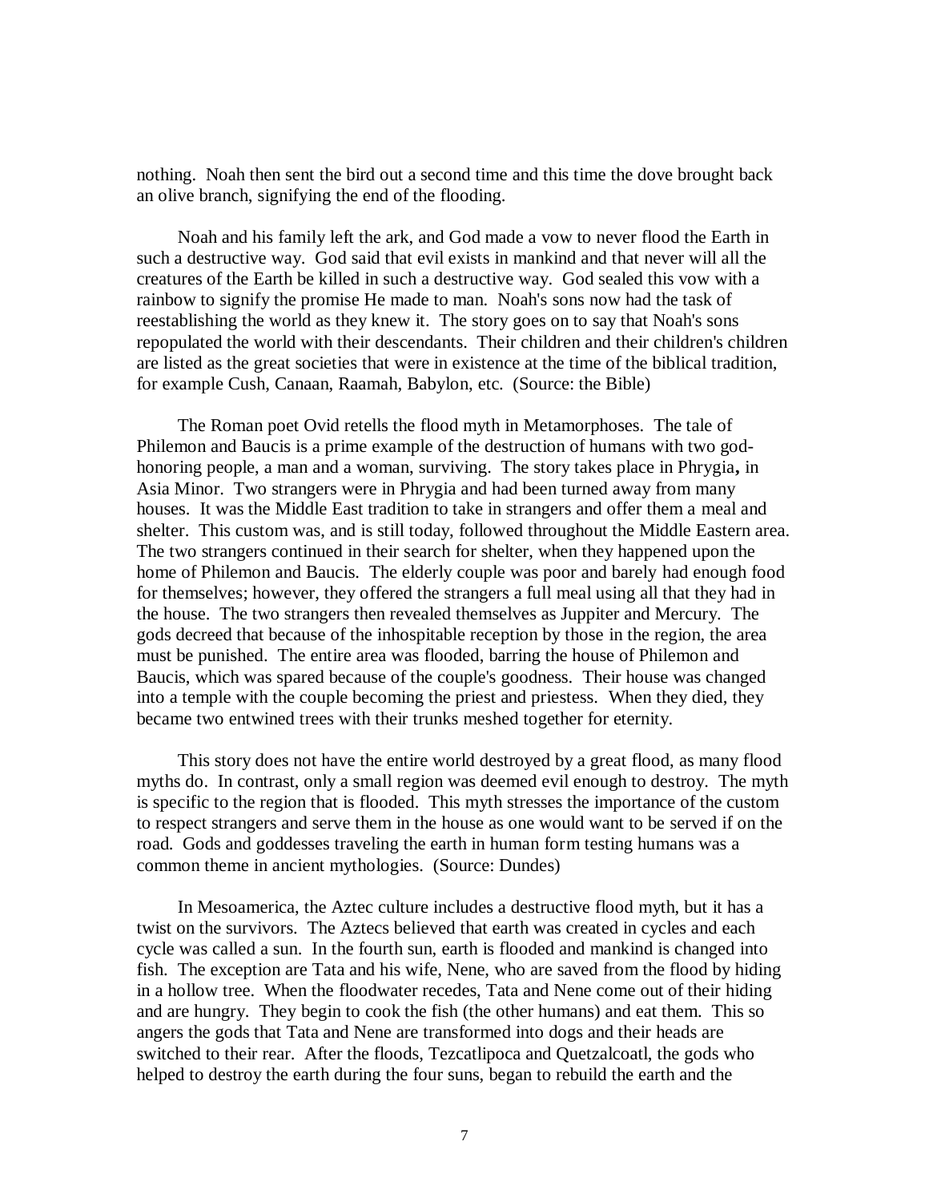nothing. Noah then sent the bird out a second time and this time the dove brought back an olive branch, signifying the end of the flooding.

Noah and his family left the ark, and God made a vow to never flood the Earth in such a destructive way. God said that evil exists in mankind and that never will all the creatures of the Earth be killed in such a destructive way. God sealed this vow with a rainbow to signify the promise He made to man. Noah's sons now had the task of reestablishing the world as they knew it. The story goes on to say that Noah's sons repopulated the world with their descendants. Their children and their children's children are listed as the great societies that were in existence at the time of the biblical tradition, for example Cush, Canaan, Raamah, Babylon, etc. (Source: the Bible)

The Roman poet Ovid retells the flood myth in Metamorphoses. The tale of Philemon and Baucis is a prime example of the destruction of humans with two god-honoring people, a man and a woman, surviving. The story takes place in Phrygia**,** in Asia Minor. Two strangers were in Phrygia and had been turned away from many houses. It was the Middle East tradition to take in strangers and offer them a meal and shelter. This custom was, and is still today, followed throughout the Middle Eastern area. The two strangers continued in their search for shelter, when they happened upon the home of Philemon and Baucis. The elderly couple was poor and barely had enough food for themselves; however, they offered the strangers a full meal using all that they had in the house. The two strangers then revealed themselves as Juppiter and Mercury. The gods decreed that because of the inhospitable reception by those in the region, the area must be punished. The entire area was flooded, barring the house of Philemon and Baucis, which was spared because of the couple's goodness. Their house was changed into a temple with the couple becoming the priest and priestess. When they died, they became two entwined trees with their trunks meshed together for eternity.

This story does not have the entire world destroyed by a great flood, as many flood myths do. In contrast, only a small region was deemed evil enough to destroy. The myth is specific to the region that is flooded. This myth stresses the importance of the custom to respect strangers and serve them in the house as one would want to be served if on the road. Gods and goddesses traveling the earth in human form testing humans was a common theme in ancient mythologies. (Source: Dundes)

In Mesoamerica, the Aztec culture includes a destructive flood myth, but it has a twist on the survivors. The Aztecs believed that earth was created in cycles and each cycle was called a sun. In the fourth sun, earth is flooded and mankind is changed into fish. The exception are Tata and his wife, Nene, who are saved from the flood by hiding in a hollow tree. When the floodwater recedes, Tata and Nene come out of their hiding and are hungry. They begin to cook the fish (the other humans) and eat them. This so angers the gods that Tata and Nene are transformed into dogs and their heads are switched to their rear. After the floods, Tezcatlipoca and Quetzalcoatl, the gods who helped to destroy the earth during the four suns, began to rebuild the earth and the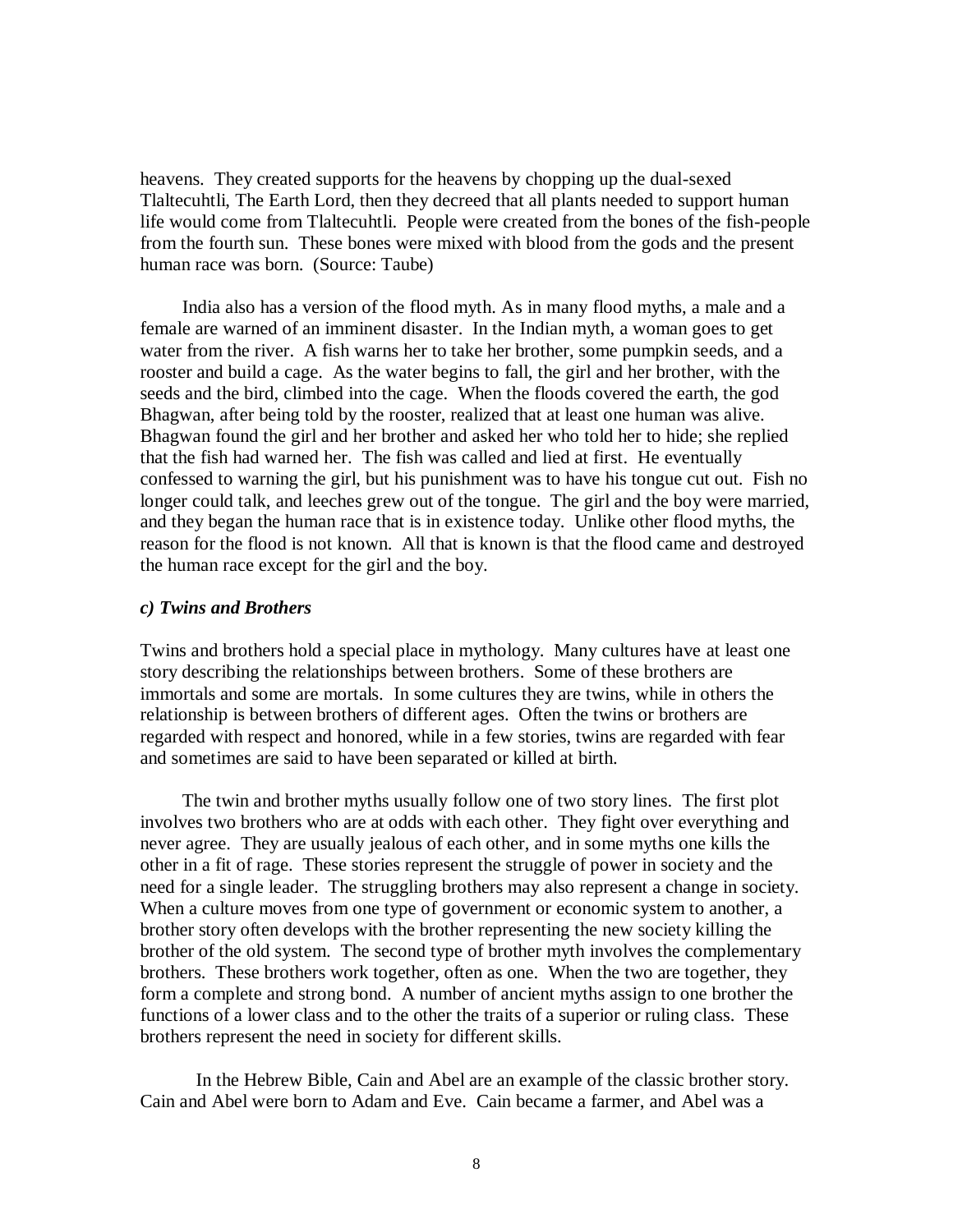heavens. They created supports for the heavens by chopping up the dual-sexed Tlaltecuhtli, The Earth Lord, then they decreed that all plants needed to support human life would come from Tlaltecuhtli. People were created from the bones of the fish-people from the fourth sun. These bones were mixed with blood from the gods and the present human race was born. (Source: Taube)

India also has a version of the flood myth. As in many flood myths, a male and a female are warned of an imminent disaster. In the Indian myth, a woman goes to get water from the river. A fish warns her to take her brother, some pumpkin seeds, and a rooster and build a cage. As the water begins to fall, the girl and her brother, with the seeds and the bird, climbed into the cage. When the floods covered the earth, the god Bhagwan, after being told by the rooster, realized that at least one human was alive. Bhagwan found the girl and her brother and asked her who told her to hide; she replied that the fish had warned her. The fish was called and lied at first. He eventually confessed to warning the girl, but his punishment was to have his tongue cut out. Fish no longer could talk, and leeches grew out of the tongue. The girl and the boy were married, and they began the human race that is in existence today. Unlike other flood myths, the reason for the flood is not known. All that is known is that the flood came and destroyed the human race except for the girl and the boy.

### *c) Twins and Brothers*

Twins and brothers hold a special place in mythology. Many cultures have at least one story describing the relationships between brothers. Some of these brothers are immortals and some are mortals. In some cultures they are twins, while in others the relationship is between brothers of different ages. Often the twins or brothers are regarded with respect and honored, while in a few stories, twins are regarded with fear and sometimes are said to have been separated or killed at birth.

The twin and brother myths usually follow one of two story lines. The first plot involves two brothers who are at odds with each other. They fight over everything and never agree. They are usually jealous of each other, and in some myths one kills the other in a fit of rage. These stories represent the struggle of power in society and the need for a single leader. The struggling brothers may also represent a change in society. When a culture moves from one type of government or economic system to another, a brother story often develops with the brother representing the new society killing the brother of the old system. The second type of brother myth involves the complementary brothers. These brothers work together, often as one. When the two are together, they form a complete and strong bond. A number of ancient myths assign to one brother the functions of a lower class and to the other the traits of a superior or ruling class. These brothers represent the need in society for different skills.

In the Hebrew Bible, Cain and Abel are an example of the classic brother story. Cain and Abel were born to Adam and Eve. Cain became a farmer, and Abel was a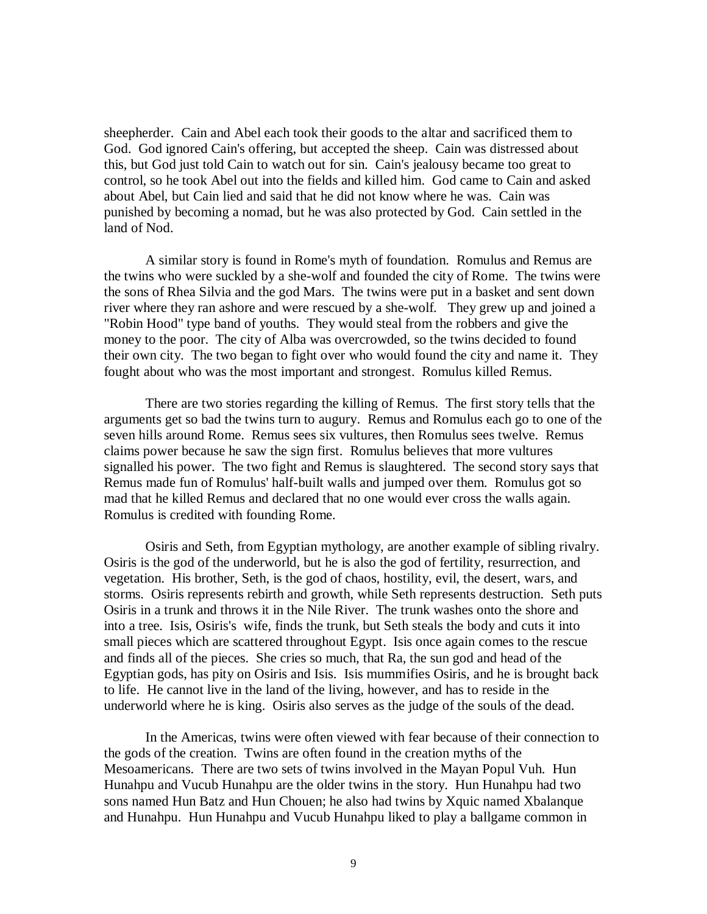sheepherder. Cain and Abel each took their goods to the altar and sacrificed them to God. God ignored Cain's offering, but accepted the sheep. Cain was distressed about this, but God just told Cain to watch out for sin. Cain's jealousy became too great to control, so he took Abel out into the fields and killed him. God came to Cain and asked about Abel, but Cain lied and said that he did not know where he was. Cain was punished by becoming a nomad, but he was also protected by God. Cain settled in the land of Nod.

A similar story is found in Rome's myth of foundation. Romulus and Remus are the twins who were suckled by a she-wolf and founded the city of Rome. The twins were the sons of Rhea Silvia and the god Mars. The twins were put in a basket and sent down river where they ran ashore and were rescued by a she-wolf. They grew up and joined a "Robin Hood" type band of youths. They would steal from the robbers and give the money to the poor. The city of Alba was overcrowded, so the twins decided to found their own city. The two began to fight over who would found the city and name it. They fought about who was the most important and strongest. Romulus killed Remus.

There are two stories regarding the killing of Remus. The first story tells that the arguments get so bad the twins turn to augury. Remus and Romulus each go to one of the seven hills around Rome. Remus sees six vultures, then Romulus sees twelve. Remus claims power because he saw the sign first. Romulus believes that more vultures signalled his power. The two fight and Remus is slaughtered. The second story says that Remus made fun of Romulus' half-built walls and jumped over them. Romulus got so mad that he killed Remus and declared that no one would ever cross the walls again. Romulus is credited with founding Rome.

Osiris and Seth, from Egyptian mythology, are another example of sibling rivalry. Osiris is the god of the underworld, but he is also the god of fertility, resurrection, and vegetation. His brother, Seth, is the god of chaos, hostility, evil, the desert, wars, and storms. Osiris represents rebirth and growth, while Seth represents destruction. Seth puts Osiris in a trunk and throws it in the Nile River. The trunk washes onto the shore and into a tree. Isis, Osiris's wife, finds the trunk, but Seth steals the body and cuts it into small pieces which are scattered throughout Egypt. Isis once again comes to the rescue and finds all of the pieces. She cries so much, that Ra, the sun god and head of the Egyptian gods, has pity on Osiris and Isis. Isis mummifies Osiris, and he is brought back to life. He cannot live in the land of the living, however, and has to reside in the underworld where he is king. Osiris also serves as the judge of the souls of the dead.

In the Americas, twins were often viewed with fear because of their connection to the gods of the creation. Twins are often found in the creation myths of the Mesoamericans. There are two sets of twins involved in the Mayan Popul Vuh. Hun Hunahpu and Vucub Hunahpu are the older twins in the story. Hun Hunahpu had two sons named Hun Batz and Hun Chouen; he also had twins by Xquic named Xbalanque and Hunahpu. Hun Hunahpu and Vucub Hunahpu liked to play a ballgame common in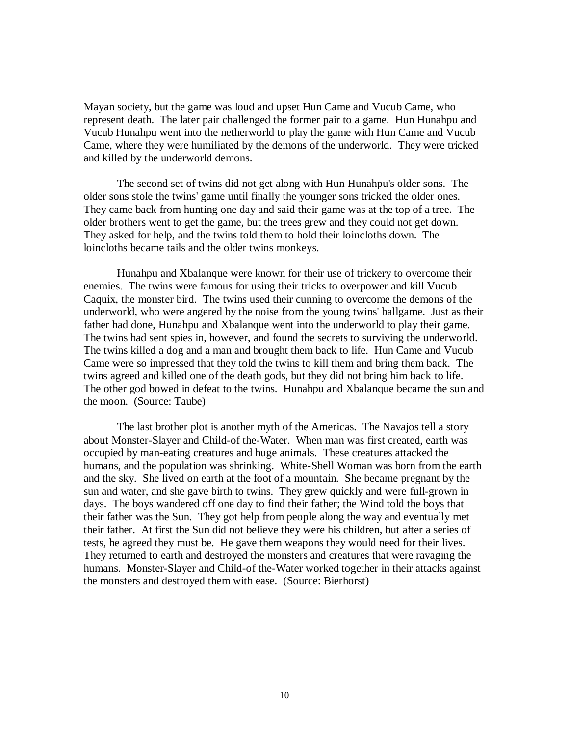Mayan society, but the game was loud and upset Hun Came and Vucub Came, who represent death. The later pair challenged the former pair to a game. Hun Hunahpu and Vucub Hunahpu went into the netherworld to play the game with Hun Came and Vucub Came, where they were humiliated by the demons of the underworld. They were tricked and killed by the underworld demons.

The second set of twins did not get along with Hun Hunahpu's older sons. The older sons stole the twins' game until finally the younger sons tricked the older ones. They came back from hunting one day and said their game was at the top of a tree. The older brothers went to get the game, but the trees grew and they could not get down. They asked for help, and the twins told them to hold their loincloths down. The loincloths became tails and the older twins monkeys.

Hunahpu and Xbalanque were known for their use of trickery to overcome their enemies. The twins were famous for using their tricks to overpower and kill Vucub Caquix, the monster bird. The twins used their cunning to overcome the demons of the underworld, who were angered by the noise from the young twins' ballgame. Just as their father had done, Hunahpu and Xbalanque went into the underworld to play their game. The twins had sent spies in, however, and found the secrets to surviving the underworld. The twins killed a dog and a man and brought them back to life. Hun Came and Vucub Came were so impressed that they told the twins to kill them and bring them back. The twins agreed and killed one of the death gods, but they did not bring him back to life. The other god bowed in defeat to the twins. Hunahpu and Xbalanque became the sun and the moon. (Source: Taube)

The last brother plot is another myth of the Americas. The Navajos tell a story about Monster-Slayer and Child-of the-Water. When man was first created, earth was occupied by man-eating creatures and huge animals. These creatures attacked the humans, and the population was shrinking. White-Shell Woman was born from the earth and the sky. She lived on earth at the foot of a mountain. She became pregnant by the sun and water, and she gave birth to twins. They grew quickly and were full-grown in days. The boys wandered off one day to find their father; the Wind told the boys that their father was the Sun. They got help from people along the way and eventually met their father. At first the Sun did not believe they were his children, but after a series of tests, he agreed they must be. He gave them weapons they would need for their lives. They returned to earth and destroyed the monsters and creatures that were ravaging the humans. Monster-Slayer and Child-of the-Water worked together in their attacks against the monsters and destroyed them with ease. (Source: Bierhorst)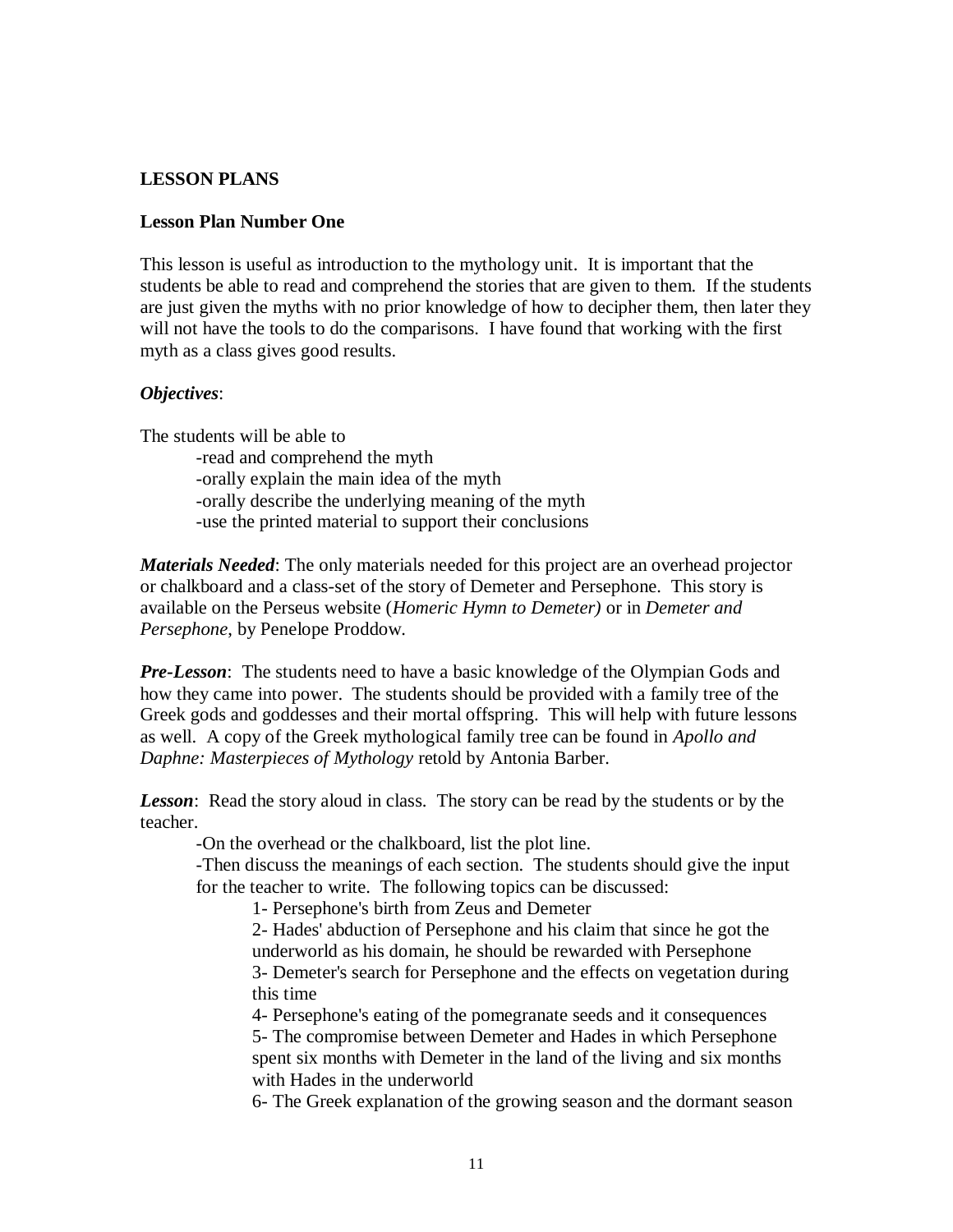## LESSON PLANS

### Lesson Plan Number One

This lesson is useful as introduction to the mythology unit. It is important that the students be able to read and comprehend the stories that are given to them. If the students are just given the myths with no prior knowledge of how to decipher them, then later they will not have the tools to do the comparisons. I have found that working with the first myth as a class gives good results.

***Objectives***:

The students will be able to

- read and comprehend the myth
- orally explain the main idea of the myth
- orally describe the underlying meaning of the myth
- use the printed material to support their conclusions

***Materials Needed***: The only materials needed for this project are an overhead projector or chalkboard and a class-set of the story of Demeter and Persephone. This story is available on the Perseus website (*Homeric Hymn to Demeter)* or in *Demeter and Persephone*, by Penelope Proddow.

***Pre-Lesson***: The students need to have a basic knowledge of the Olympian Gods and how they came into power. The students should be provided with a family tree of the Greek gods and goddesses and their mortal offspring. This will help with future lessons as well. A copy of the Greek mythological family tree can be found in *Apollo and Daphne: Masterpieces of Mythology* retold by Antonia Barber.

***Lesson***: Read the story aloud in class. The story can be read by the students or by the teacher.

- On the overhead or the chalkboard, list the plot line.
- Then discuss the meanings of each section. The students should give the input for the teacher to write. The following topics can be discussed:
    1- Persephone's birth from Zeus and Demeter
    2- Hades' abduction of Persephone and his claim that since he got the underworld as his domain, he should be rewarded with Persephone
    3- Demeter's search for Persephone and the effects on vegetation during this time
    4- Persephone's eating of the pomegranate seeds and it consequences
    5- The compromise between Demeter and Hades in which Persephone spent six months with Demeter in the land of the living and six months with Hades in the underworld
    6- The Greek explanation of the growing season and the dormant season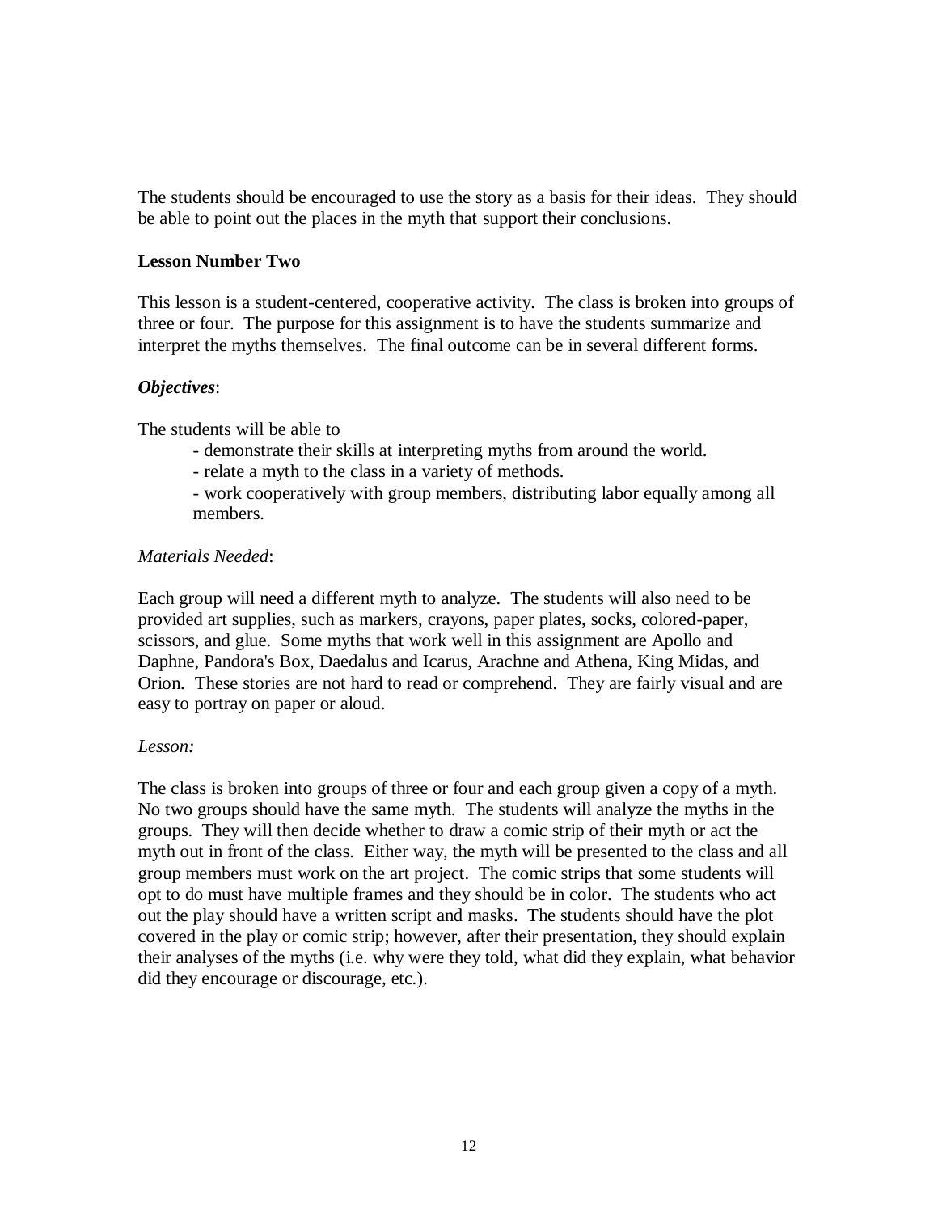The students should be encouraged to use the story as a basis for their ideas. They should be able to point out the places in the myth that support their conclusions.

**Lesson Number Two**

This lesson is a student-centered, cooperative activity. The class is broken into groups of three or four. The purpose for this assignment is to have the students summarize and interpret the myths themselves. The final outcome can be in several different forms.

***Objectives***:

The students will be able to

- demonstrate their skills at interpreting myths from around the world.
- relate a myth to the class in a variety of methods.
- work cooperatively with group members, distributing labor equally among all members.

*Materials Needed*:

Each group will need a different myth to analyze. The students will also need to be provided art supplies, such as markers, crayons, paper plates, socks, colored-paper, scissors, and glue. Some myths that work well in this assignment are Apollo and Daphne, Pandora's Box, Daedalus and Icarus, Arachne and Athena, King Midas, and Orion. These stories are not hard to read or comprehend. They are fairly visual and are easy to portray on paper or aloud.

*Lesson:*

The class is broken into groups of three or four and each group given a copy of a myth. No two groups should have the same myth. The students will analyze the myths in the groups. They will then decide whether to draw a comic strip of their myth or act the myth out in front of the class. Either way, the myth will be presented to the class and all group members must work on the art project. The comic strips that some students will opt to do must have multiple frames and they should be in color. The students who act out the play should have a written script and masks. The students should have the plot covered in the play or comic strip; however, after their presentation, they should explain their analyses of the myths (i.e. why were they told, what did they explain, what behavior did they encourage or discourage, etc.).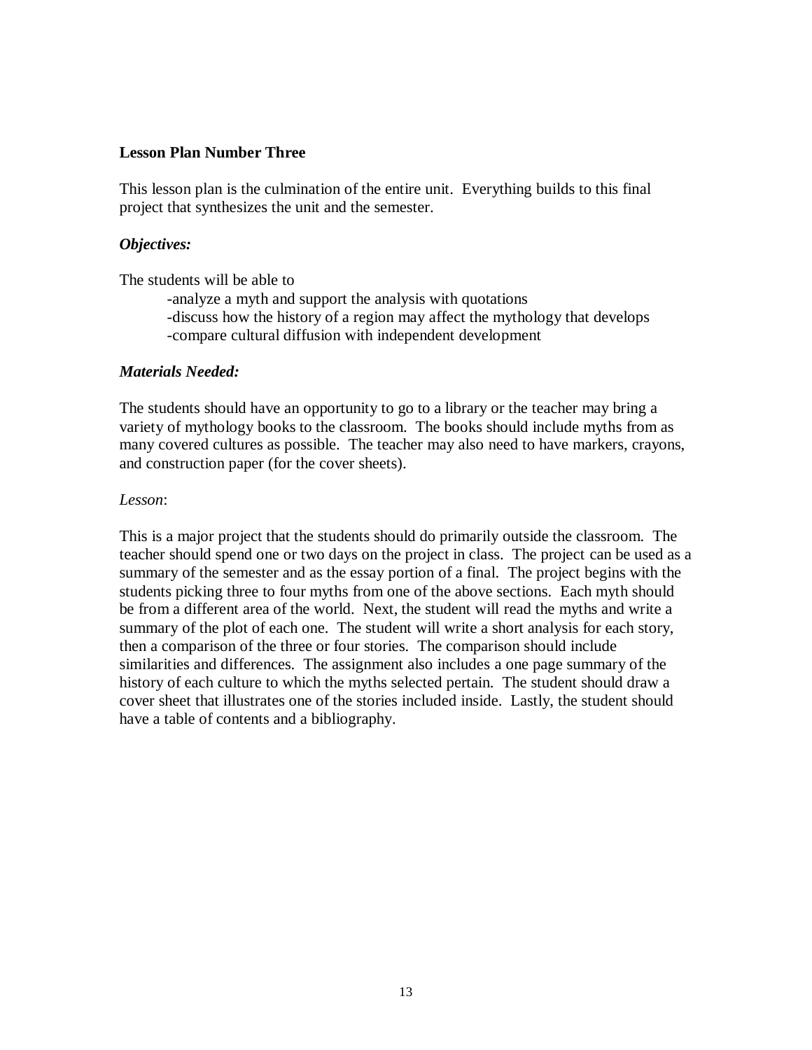**Lesson Plan Number Three**

This lesson plan is the culmination of the entire unit. Everything builds to this final project that synthesizes the unit and the semester.

***Objectives:***

The students will be able to

- -analyze a myth and support the analysis with quotations
- -discuss how the history of a region may affect the mythology that develops
- -compare cultural diffusion with independent development

***Materials Needed:***

The students should have an opportunity to go to a library or the teacher may bring a variety of mythology books to the classroom. The books should include myths from as many covered cultures as possible. The teacher may also need to have markers, crayons, and construction paper (for the cover sheets).

*Lesson*:

This is a major project that the students should do primarily outside the classroom. The teacher should spend one or two days on the project in class. The project can be used as a summary of the semester and as the essay portion of a final. The project begins with the students picking three to four myths from one of the above sections. Each myth should be from a different area of the world. Next, the student will read the myths and write a summary of the plot of each one. The student will write a short analysis for each story, then a comparison of the three or four stories. The comparison should include similarities and differences. The assignment also includes a one page summary of the history of each culture to which the myths selected pertain. The student should draw a cover sheet that illustrates one of the stories included inside. Lastly, the student should have a table of contents and a bibliography.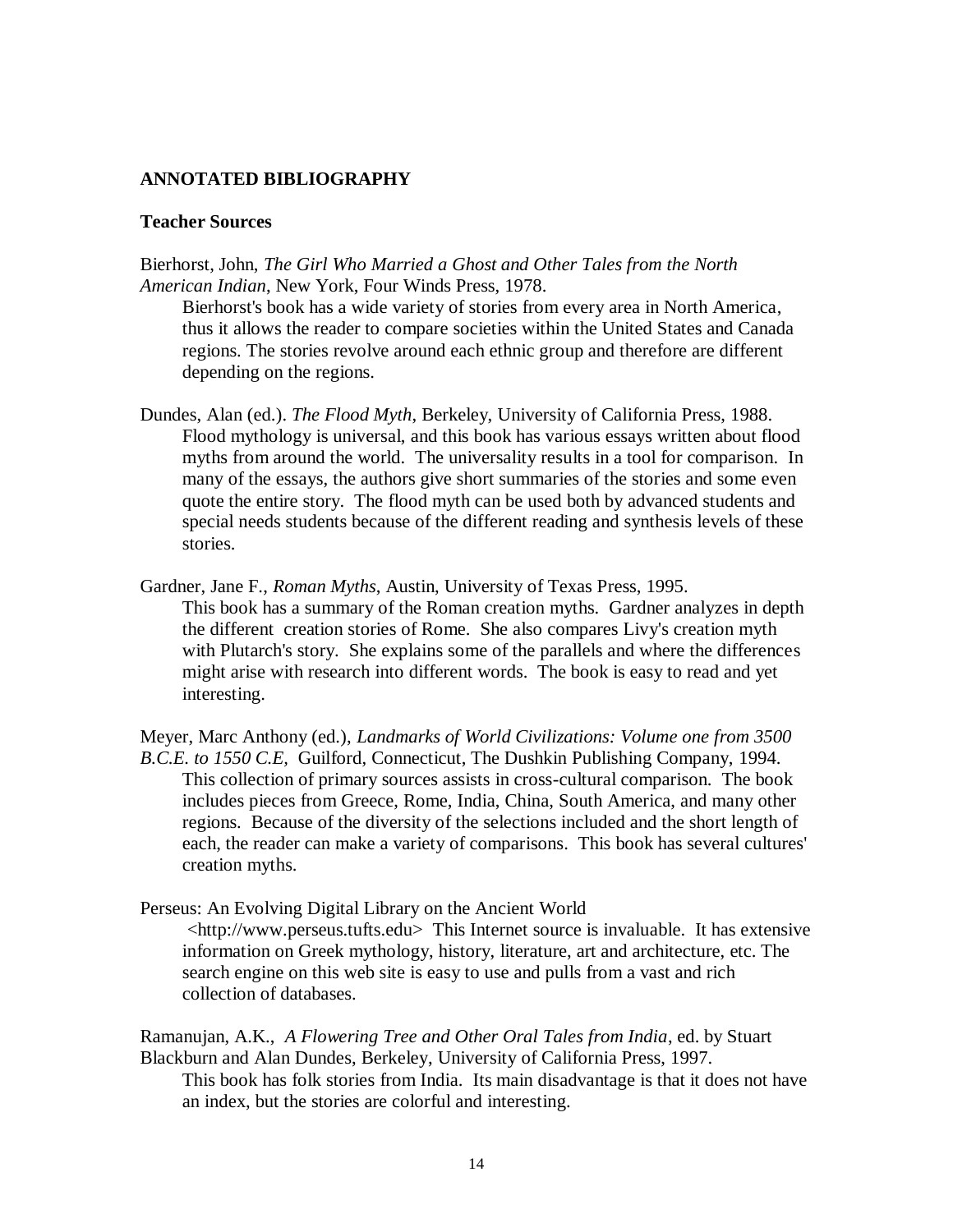## ANNOTATED BIBLIOGRAPHY

### Teacher Sources

Bierhorst, John, *The Girl Who Married a Ghost and Other Tales from the North American Indian*, New York, Four Winds Press, 1978.

Bierhorst's book has a wide variety of stories from every area in North America, thus it allows the reader to compare societies within the United States and Canada regions. The stories revolve around each ethnic group and therefore are different depending on the regions.

Dundes, Alan (ed.). *The Flood Myth*, Berkeley, University of California Press, 1988.

Flood mythology is universal, and this book has various essays written about flood myths from around the world. The universality results in a tool for comparison. In many of the essays, the authors give short summaries of the stories and some even quote the entire story. The flood myth can be used both by advanced students and special needs students because of the different reading and synthesis levels of these stories.

Gardner, Jane F., *Roman Myths*, Austin, University of Texas Press, 1995.

This book has a summary of the Roman creation myths. Gardner analyzes in depth the different creation stories of Rome. She also compares Livy's creation myth with Plutarch's story. She explains some of the parallels and where the differences might arise with research into different words. The book is easy to read and yet interesting.

Meyer, Marc Anthony (ed.), *Landmarks of World Civilizations: Volume one from 3500 B.C.E. to 1550 C.E,* Guilford, Connecticut, The Dushkin Publishing Company, 1994.

This collection of primary sources assists in cross-cultural comparison. The book includes pieces from Greece, Rome, India, China, South America, and many other regions. Because of the diversity of the selections included and the short length of each, the reader can make a variety of comparisons. This book has several cultures' creation myths.

Perseus: An Evolving Digital Library on the Ancient World <http://www.perseus.tufts.edu> This Internet source is invaluable. It has extensive information on Greek mythology, history, literature, art and architecture, etc. The search engine on this web site is easy to use and pulls from a vast and rich collection of databases.

Ramanujan, A.K., *A Flowering Tree and Other Oral Tales from India*, ed. by Stuart Blackburn and Alan Dundes, Berkeley, University of California Press, 1997.

This book has folk stories from India. Its main disadvantage is that it does not have an index, but the stories are colorful and interesting.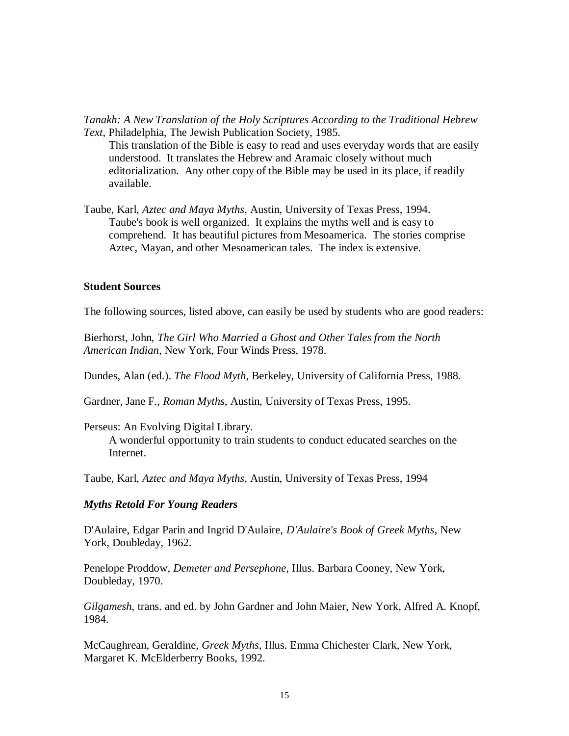*Tanakh: A New Translation of the Holy Scriptures According to the Traditional Hebrew Text*, Philadelphia, The Jewish Publication Society, 1985.

> This translation of the Bible is easy to read and uses everyday words that are easily understood. It translates the Hebrew and Aramaic closely without much editorialization. Any other copy of the Bible may be used in its place, if readily available.

Taube, Karl, *Aztec and Maya Myths*, Austin, University of Texas Press, 1994.

> Taube's book is well organized. It explains the myths well and is easy to comprehend. It has beautiful pictures from Mesoamerica. The stories comprise Aztec, Mayan, and other Mesoamerican tales. The index is extensive.

**Student Sources**

The following sources, listed above, can easily be used by students who are good readers:

Bierhorst, John, *The Girl Who Married a Ghost and Other Tales from the North American Indian*, New York, Four Winds Press, 1978.

Dundes, Alan (ed.). *The Flood Myth*, Berkeley, University of California Press, 1988.

Gardner, Jane F., *Roman Myths*, Austin, University of Texas Press, 1995.

Perseus: An Evolving Digital Library.

> A wonderful opportunity to train students to conduct educated searches on the Internet.

Taube, Karl, *Aztec and Maya Myths*, Austin, University of Texas Press, 1994

***Myths Retold For Young Readers***

D'Aulaire, Edgar Parin and Ingrid D'Aulaire, *D'Aulaire's Book of Greek Myths*, New York, Doubleday, 1962.

Penelope Proddow, *Demeter and Persephone*, Illus. Barbara Cooney, New York, Doubleday, 1970.

*Gilgamesh*, trans. and ed. by John Gardner and John Maier, New York, Alfred A. Knopf, 1984.

McCaughrean, Geraldine, *Greek Myths*, Illus. Emma Chichester Clark, New York, Margaret K. McElderberry Books, 1992.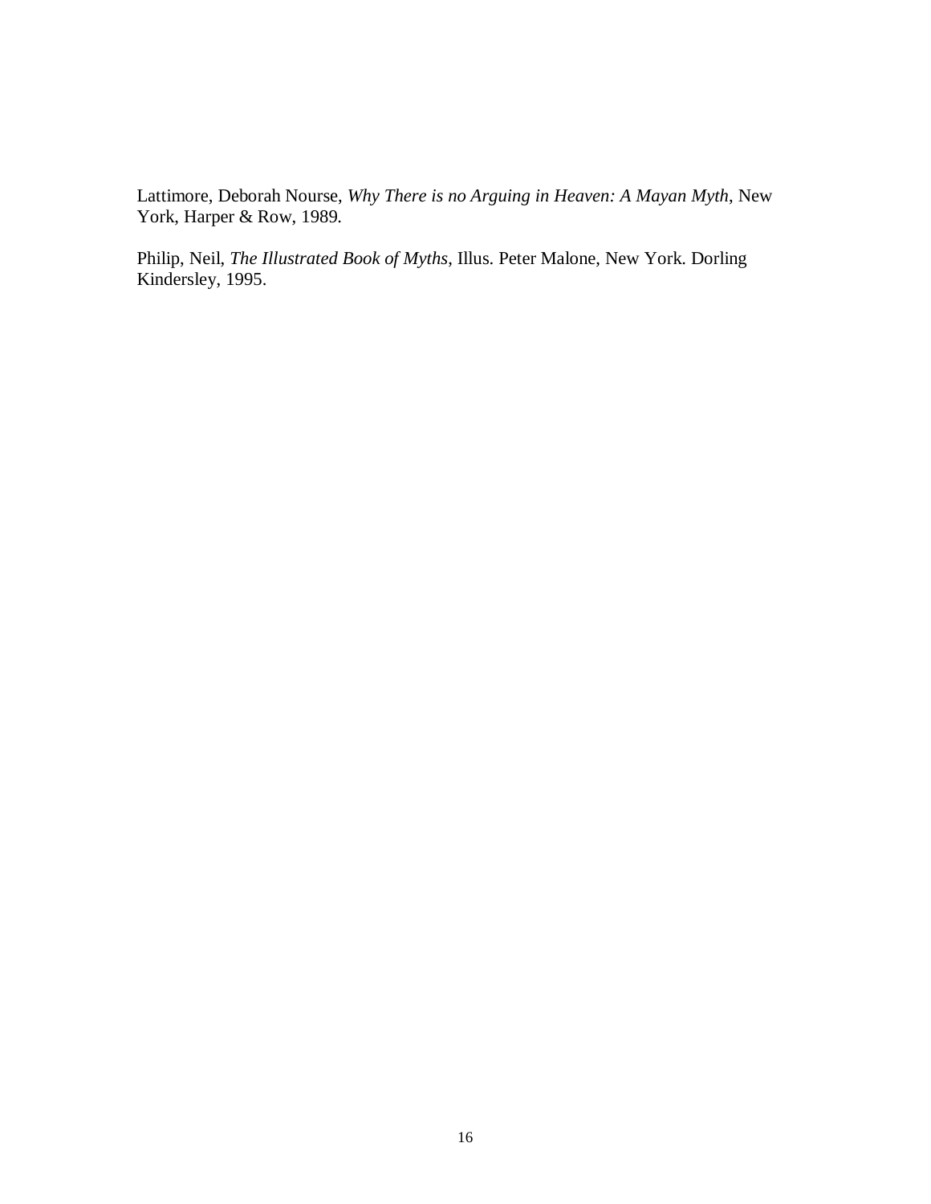Lattimore, Deborah Nourse, *Why There is no Arguing in Heaven: A Mayan Myth*, New York, Harper & Row, 1989.

Philip, Neil, *The Illustrated Book of Myths*, Illus. Peter Malone, New York. Dorling Kindersley, 1995.